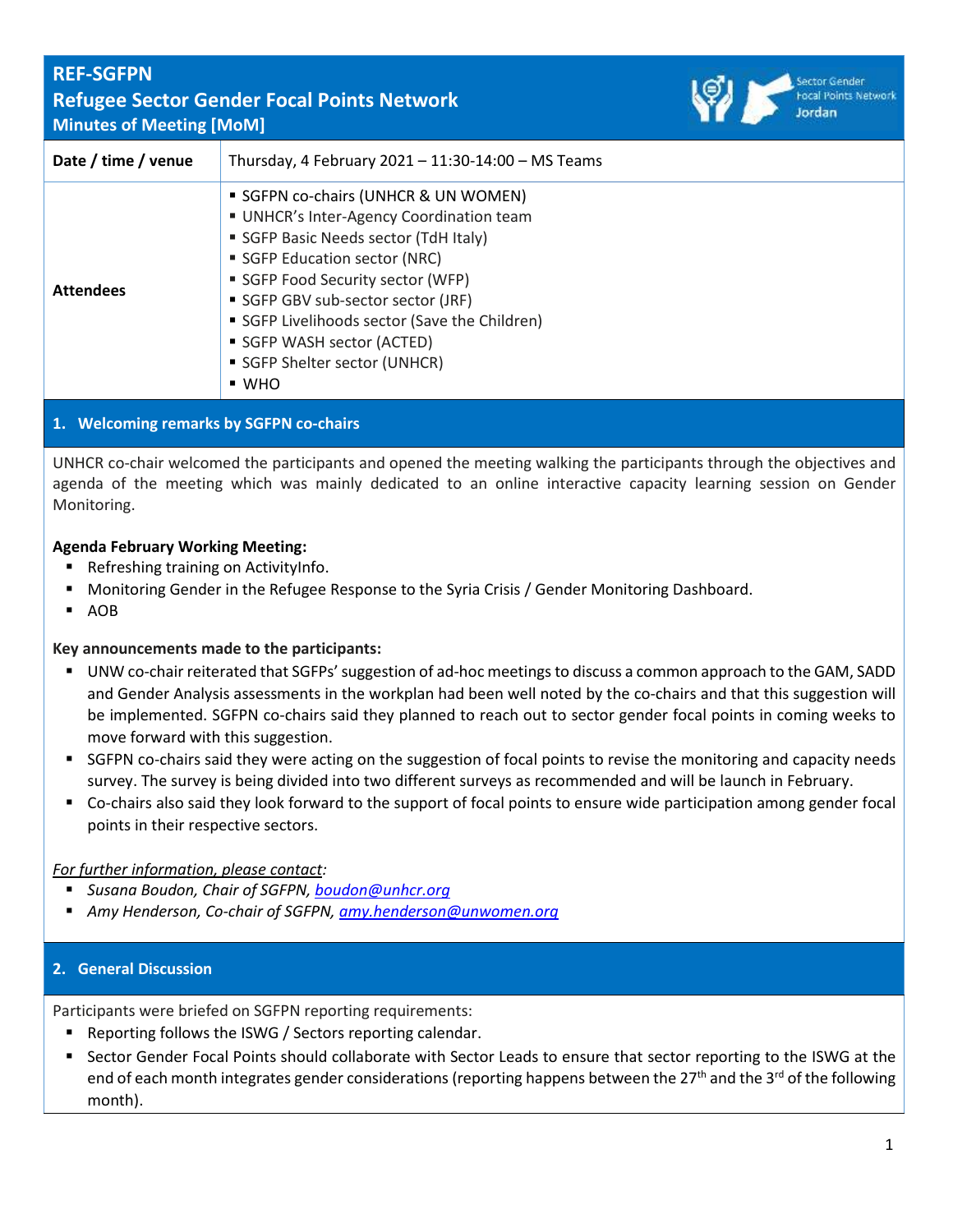# REF-SGFPN

## Refugee Sector Gender Focal Points Network

### Minutes of Meeting [MoM]

| Date / time / venue | Thursday, 4 February 2021 – 11:30-14:00 – MS Teams |
|---|---|
| Attendees | ▪ SGFPN co-chairs (UNHCR & UN WOMEN)<br>▪ UNHCR's Inter-Agency Coordination team<br>▪ SGFP Basic Needs sector (TdH Italy)<br>▪ SGFP Education sector (NRC)<br>▪ SGFP Food Security sector (WFP)<br>▪ SGFP GBV sub-sector sector (JRF)<br>▪ SGFP Livelihoods sector (Save the Children)<br>▪ SGFP WASH sector (ACTED)<br>▪ SGFP Shelter sector (UNHCR)<br>▪ WHO |

## 1. Welcoming remarks by SGFPN co-chairs

UNHCR co-chair welcomed the participants and opened the meeting walking the participants through the objectives and agenda of the meeting which was mainly dedicated to an online interactive capacity learning session on Gender Monitoring.

**Agenda February Working Meeting:**

- Refreshing training on ActivityInfo.
- Monitoring Gender in the Refugee Response to the Syria Crisis / Gender Monitoring Dashboard.
- AOB

**Key announcements made to the participants:**

- UNW co-chair reiterated that SGFPs' suggestion of ad-hoc meetings to discuss a common approach to the GAM, SADD and Gender Analysis assessments in the workplan had been well noted by the co-chairs and that this suggestion will be implemented. SGFPN co-chairs said they planned to reach out to sector gender focal points in coming weeks to move forward with this suggestion.
- SGFPN co-chairs said they were acting on the suggestion of focal points to revise the monitoring and capacity needs survey. The survey is being divided into two different surveys as recommended and will be launch in February.
- Co-chairs also said they look forward to the support of focal points to ensure wide participation among gender focal points in their respective sectors.

*For further information, please contact:*

- *Susana Boudon, Chair of SGFPN, boudon@unhcr.org*
- *Amy Henderson, Co-chair of SGFPN, amy.henderson@unwomen.org*

## 2. General Discussion

Participants were briefed on SGFPN reporting requirements:

- Reporting follows the ISWG / Sectors reporting calendar.
- Sector Gender Focal Points should collaborate with Sector Leads to ensure that sector reporting to the ISWG at the end of each month integrates gender considerations (reporting happens between the 27th and the 3rd of the following month).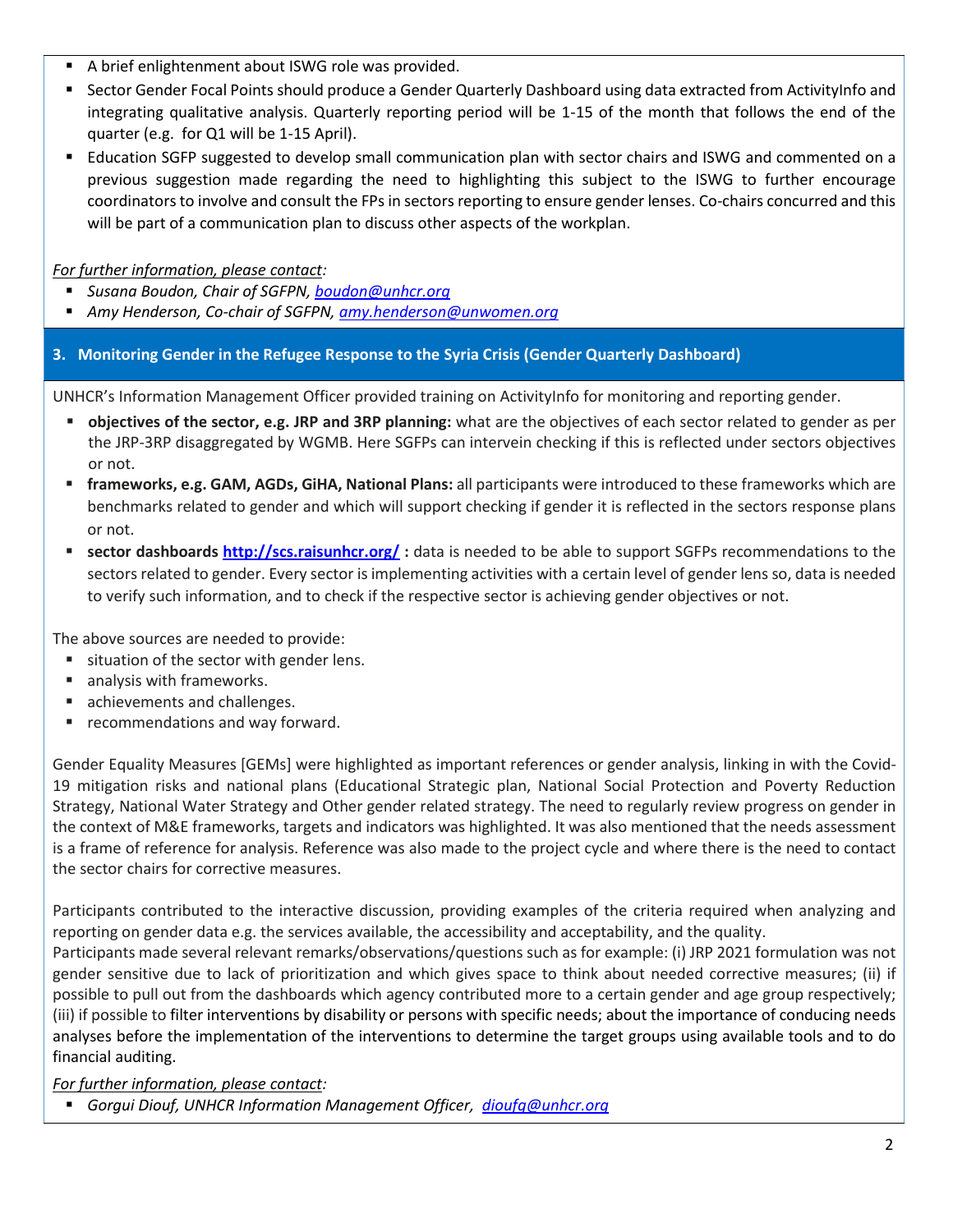- A brief enlightenment about ISWG role was provided.
- Sector Gender Focal Points should produce a Gender Quarterly Dashboard using data extracted from ActivityInfo and integrating qualitative analysis. Quarterly reporting period will be 1-15 of the month that follows the end of the quarter (e.g. for Q1 will be 1-15 April).
- Education SGFP suggested to develop small communication plan with sector chairs and ISWG and commented on a previous suggestion made regarding the need to highlighting this subject to the ISWG to further encourage coordinators to involve and consult the FPs in sectors reporting to ensure gender lenses. Co-chairs concurred and this will be part of a communication plan to discuss other aspects of the workplan.

*For further information, please contact:*

- *Susana Boudon, Chair of SGFPN, boudon@unhcr.org*
- *Amy Henderson, Co-chair of SGFPN, amy.henderson@unwomen.org*

## 3. Monitoring Gender in the Refugee Response to the Syria Crisis (Gender Quarterly Dashboard)

UNHCR's Information Management Officer provided training on ActivityInfo for monitoring and reporting gender.

- **objectives of the sector, e.g. JRP and 3RP planning:** what are the objectives of each sector related to gender as per the JRP-3RP disaggregated by WGMB. Here SGFPs can intervein checking if this is reflected under sectors objectives or not.
- **frameworks, e.g. GAM, AGDs, GiHA, National Plans:** all participants were introduced to these frameworks which are benchmarks related to gender and which will support checking if gender it is reflected in the sectors response plans or not.
- **sector dashboards http://scs.raisunhcr.org/ :** data is needed to be able to support SGFPs recommendations to the sectors related to gender. Every sector is implementing activities with a certain level of gender lens so, data is needed to verify such information, and to check if the respective sector is achieving gender objectives or not.

The above sources are needed to provide:

- situation of the sector with gender lens.
- analysis with frameworks.
- achievements and challenges.
- recommendations and way forward.

Gender Equality Measures [GEMs] were highlighted as important references or gender analysis, linking in with the Covid-19 mitigation risks and national plans (Educational Strategic plan, National Social Protection and Poverty Reduction Strategy, National Water Strategy and Other gender related strategy. The need to regularly review progress on gender in the context of M&E frameworks, targets and indicators was highlighted. It was also mentioned that the needs assessment is a frame of reference for analysis. Reference was also made to the project cycle and where there is the need to contact the sector chairs for corrective measures.

Participants contributed to the interactive discussion, providing examples of the criteria required when analyzing and reporting on gender data e.g. the services available, the accessibility and acceptability, and the quality.
Participants made several relevant remarks/observations/questions such as for example: (i) JRP 2021 formulation was not gender sensitive due to lack of prioritization and which gives space to think about needed corrective measures; (ii) if possible to pull out from the dashboards which agency contributed more to a certain gender and age group respectively; (iii) if possible to filter interventions by disability or persons with specific needs; about the importance of conducing needs analyses before the implementation of the interventions to determine the target groups using available tools and to do financial auditing.

*For further information, please contact:*

- *Gorgui Diouf, UNHCR Information Management Officer, dioufg@unhcr.org*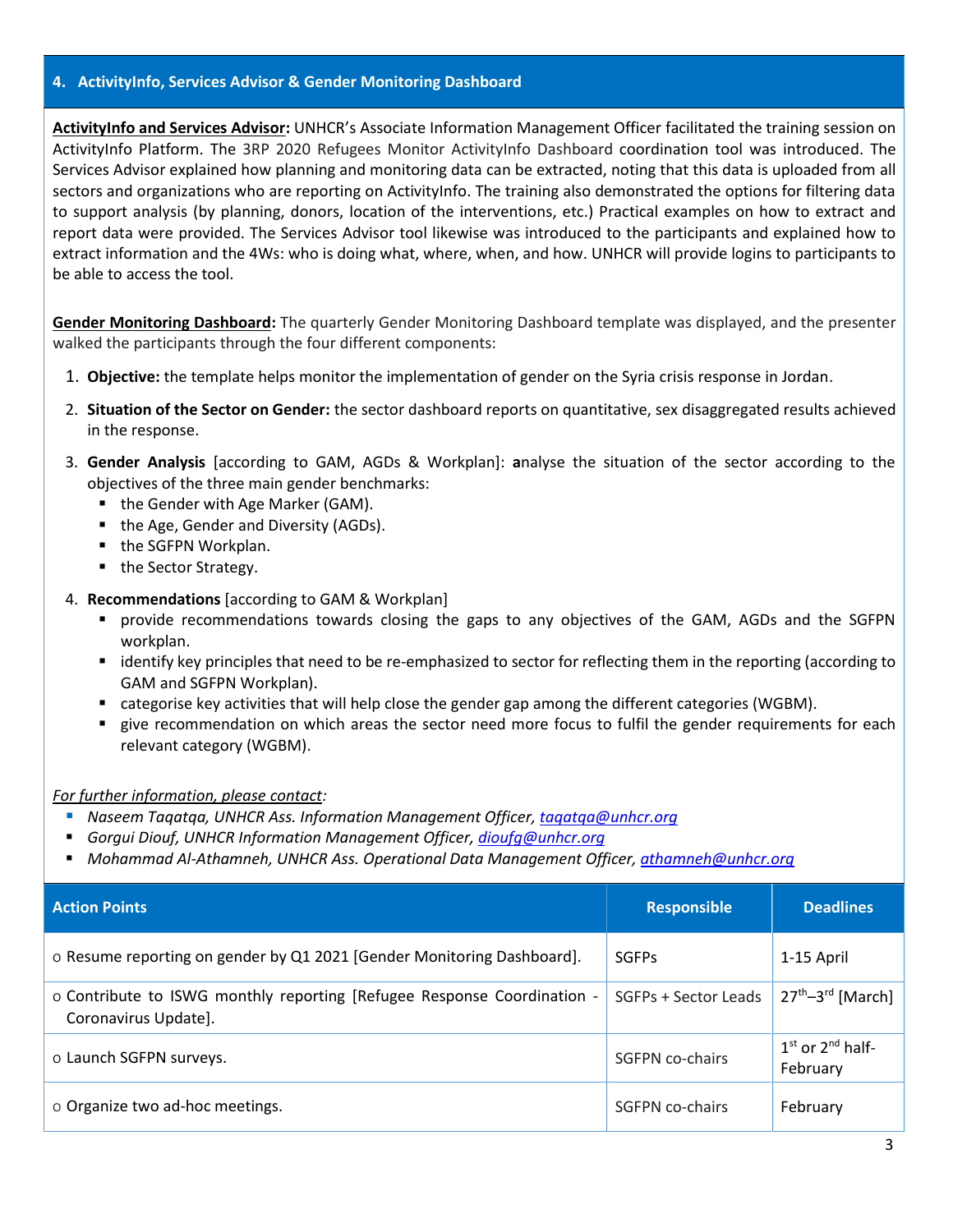## 4. ActivityInfo, Services Advisor & Gender Monitoring Dashboard

**ActivityInfo and Services Advisor:** UNHCR's Associate Information Management Officer facilitated the training session on ActivityInfo Platform. The 3RP 2020 Refugees Monitor ActivityInfo Dashboard coordination tool was introduced. The Services Advisor explained how planning and monitoring data can be extracted, noting that this data is uploaded from all sectors and organizations who are reporting on ActivityInfo. The training also demonstrated the options for filtering data to support analysis (by planning, donors, location of the interventions, etc.) Practical examples on how to extract and report data were provided. The Services Advisor tool likewise was introduced to the participants and explained how to extract information and the 4Ws: who is doing what, where, when, and how. UNHCR will provide logins to participants to be able to access the tool.

**Gender Monitoring Dashboard:** The quarterly Gender Monitoring Dashboard template was displayed, and the presenter walked the participants through the four different components:

1. **Objective:** the template helps monitor the implementation of gender on the Syria crisis response in Jordan.
2. **Situation of the Sector on Gender:** the sector dashboard reports on quantitative, sex disaggregated results achieved in the response.
3. **Gender Analysis** [according to GAM, AGDs & Workplan]: **a**nalyse the situation of the sector according to the objectives of the three main gender benchmarks:
   - the Gender with Age Marker (GAM).
   - the Age, Gender and Diversity (AGDs).
   - the SGFPN Workplan.
   - the Sector Strategy.
4. **Recommendations** [according to GAM & Workplan]
   - provide recommendations towards closing the gaps to any objectives of the GAM, AGDs and the SGFPN workplan.
   - identify key principles that need to be re-emphasized to sector for reflecting them in the reporting (according to GAM and SGFPN Workplan).
   - categorise key activities that will help close the gender gap among the different categories (WGBM).
   - give recommendation on which areas the sector need more focus to fulfil the gender requirements for each relevant category (WGBM).

*For further information, please contact:*

- *Naseem Taqatqa, UNHCR Ass. Information Management Officer, taqatqa@unhcr.org*
- *Gorgui Diouf, UNHCR Information Management Officer, dioufg@unhcr.org*
- *Mohammad Al-Athamneh, UNHCR Ass. Operational Data Management Officer, athamneh@unhcr.org*

| Action Points | Responsible | Deadlines |
|---|---|---|
| o Resume reporting on gender by Q1 2021 [Gender Monitoring Dashboard]. | SGFPs | 1-15 April |
| o Contribute to ISWG monthly reporting [Refugee Response Coordination - Coronavirus Update]. | SGFPs + Sector Leads | 27th–3rd [March] |
| o Launch SGFPN surveys. | SGFPN co-chairs | 1st or 2nd half-February |
| o Organize two ad-hoc meetings. | SGFPN co-chairs | February |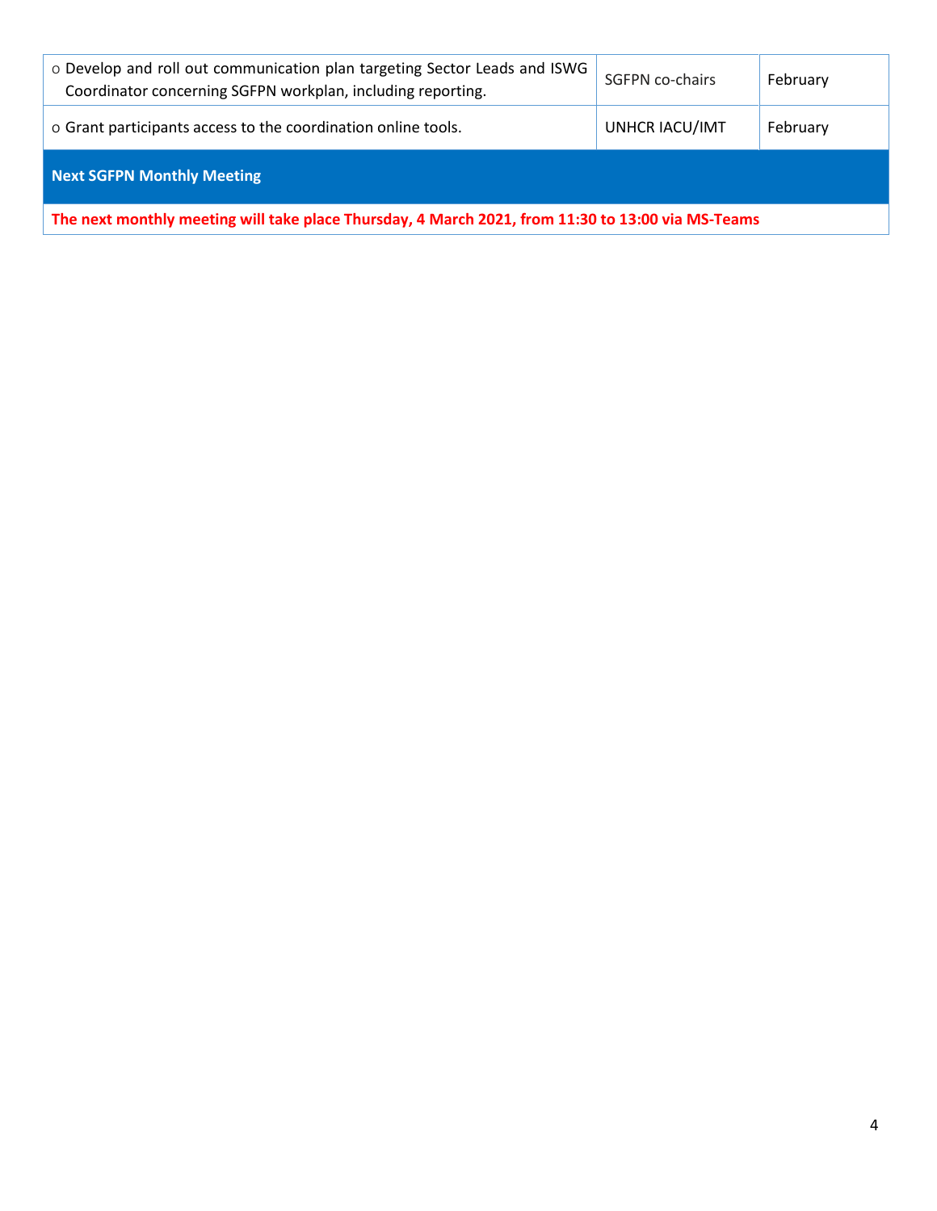| | | |
|---|---|---|
| o Develop and roll out communication plan targeting Sector Leads and ISWG Coordinator concerning SGFPN workplan, including reporting. | SGFPN co-chairs | February |
| o Grant participants access to the coordination online tools. | UNHCR IACU/IMT | February |

**Next SGFPN Monthly Meeting**

**The next monthly meeting will take place Thursday, 4 March 2021, from 11:30 to 13:00 via MS-Teams**